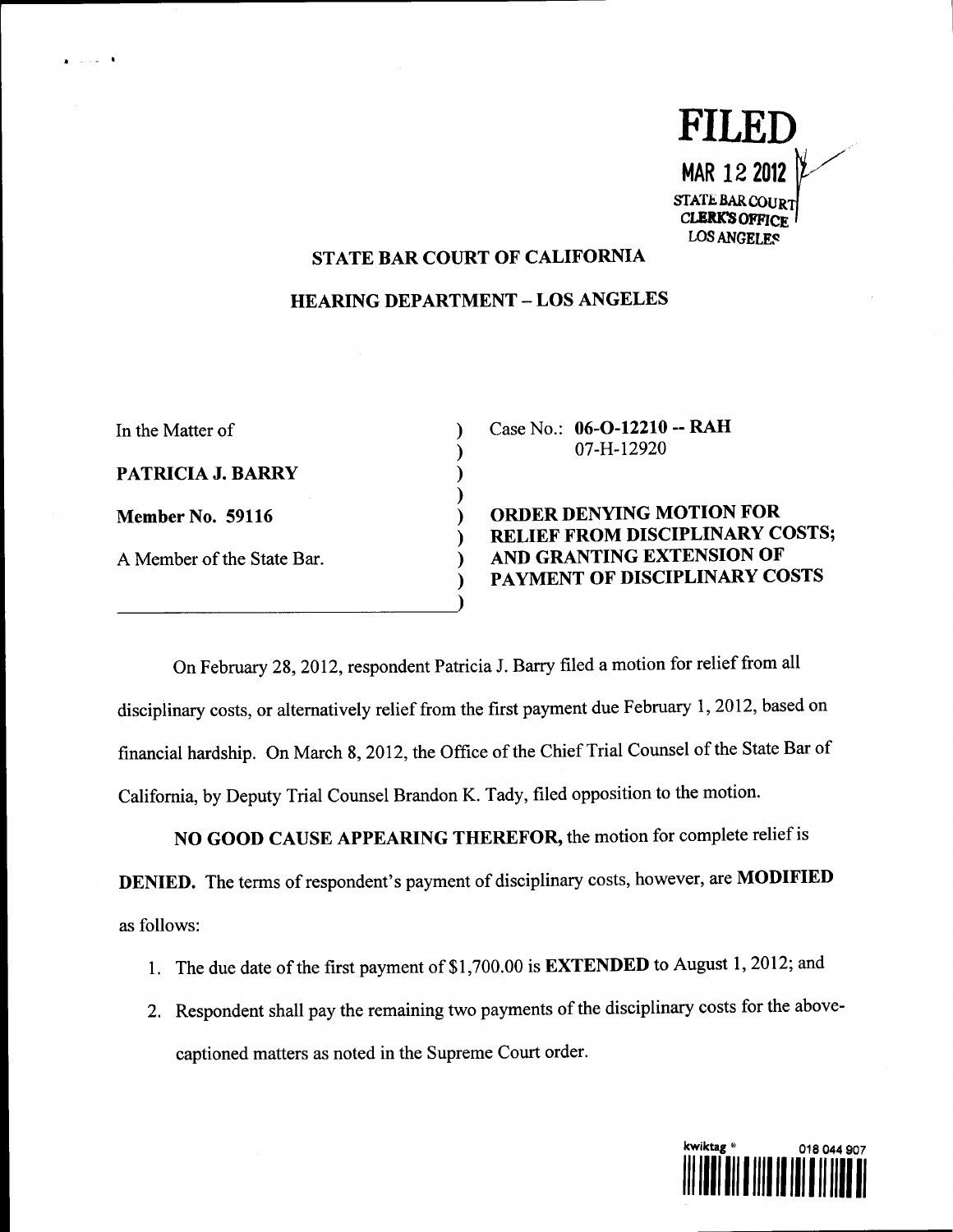**FILED**

**MAR 12 2012**

STATE BAR COURT
CLERK'S OFFICE
LOS ANGELES

## STATE BAR COURT OF CALIFORNIA

## HEARING DEPARTMENT – LOS ANGELES

| | |
|---|---|
| In the Matter of<br><br>**PATRICIA J. BARRY**<br><br>**Member No. 59116**<br><br>A Member of the State Bar. | Case No.: **06-O-12210 -- RAH**<br>07-H-12920<br><br>**ORDER DENYING MOTION FOR RELIEF FROM DISCIPLINARY COSTS; AND GRANTING EXTENSION OF PAYMENT OF DISCIPLINARY COSTS** |

On February 28, 2012, respondent Patricia J. Barry filed a motion for relief from all disciplinary costs, or alternatively relief from the first payment due February 1, 2012, based on financial hardship. On March 8, 2012, the Office of the Chief Trial Counsel of the State Bar of California, by Deputy Trial Counsel Brandon K. Tady, filed opposition to the motion.

**NO GOOD CAUSE APPEARING THEREFOR,** the motion for complete relief is **DENIED.** The terms of respondent's payment of disciplinary costs, however, are **MODIFIED** as follows:

1. The due date of the first payment of $1,700.00 is **EXTENDED** to August 1, 2012; and
2. Respondent shall pay the remaining two payments of the disciplinary costs for the above-captioned matters as noted in the Supreme Court order.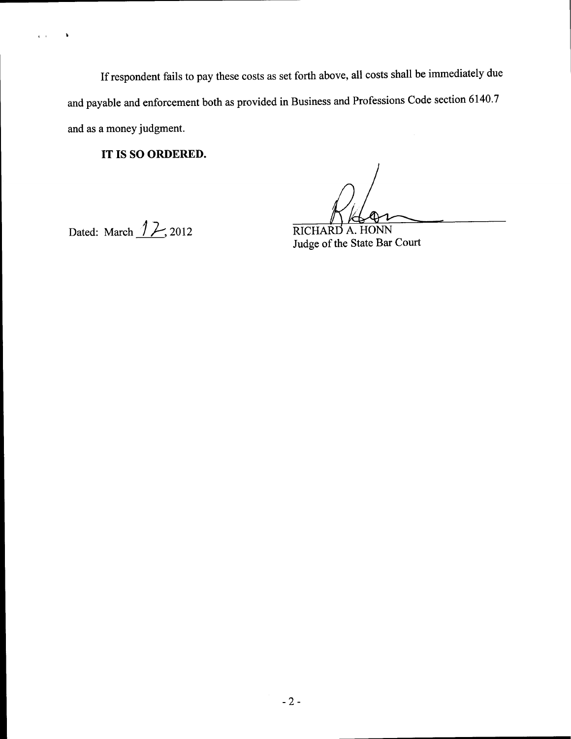If respondent fails to pay these costs as set forth above, all costs shall be immediately due and payable and enforcement both as provided in Business and Professions Code section 6140.7 and as a money judgment.

**IT IS SO ORDERED.**

Dated: March 12, 2012

RICHARD A. HONN
Judge of the State Bar Court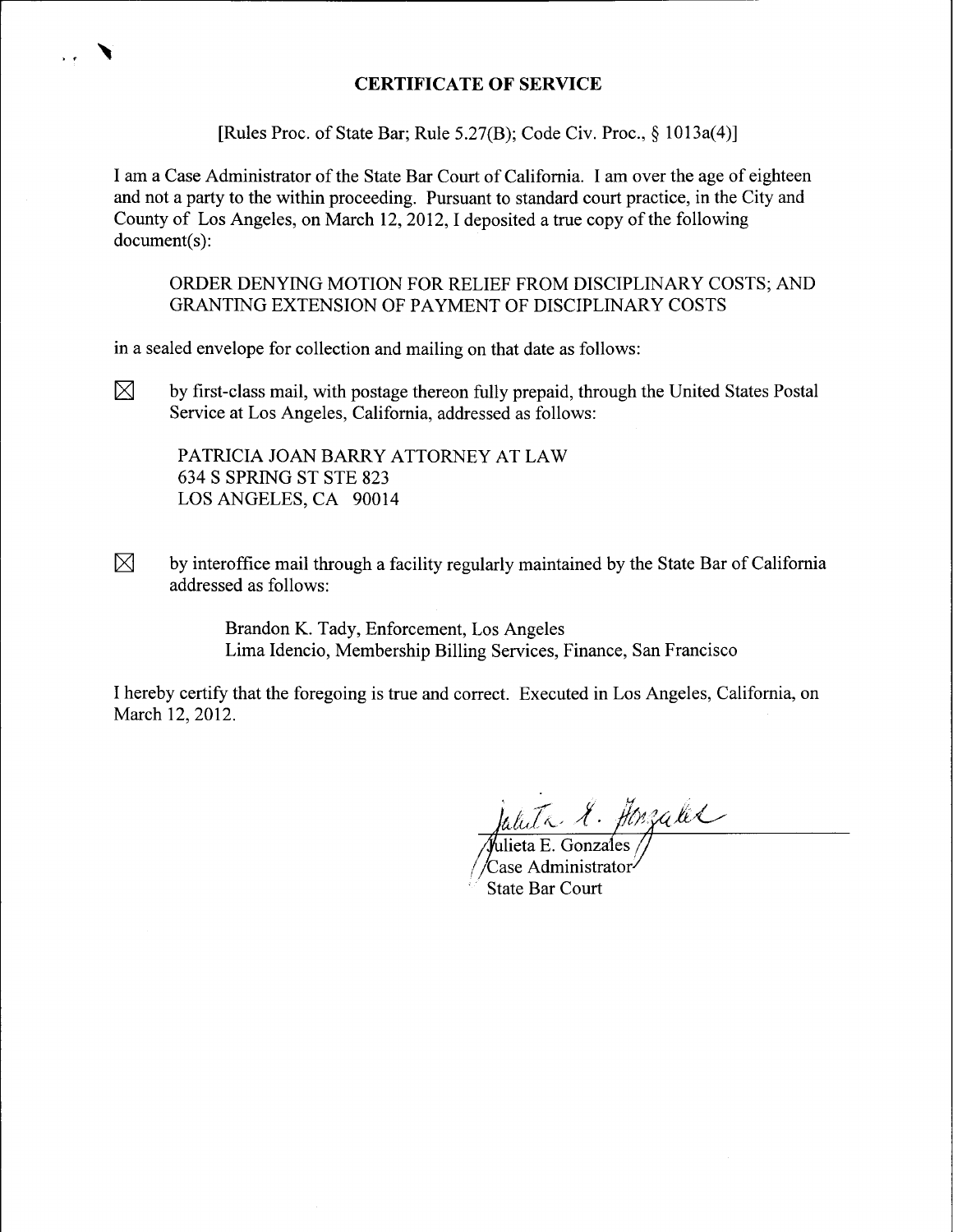# CERTIFICATE OF SERVICE

[Rules Proc. of State Bar; Rule 5.27(B); Code Civ. Proc., § 1013a(4)]

I am a Case Administrator of the State Bar Court of California. I am over the age of eighteen and not a party to the within proceeding. Pursuant to standard court practice, in the City and County of Los Angeles, on March 12, 2012, I deposited a true copy of the following document(s):

> ORDER DENYING MOTION FOR RELIEF FROM DISCIPLINARY COSTS; AND GRANTING EXTENSION OF PAYMENT OF DISCIPLINARY COSTS

in a sealed envelope for collection and mailing on that date as follows:

☒ by first-class mail, with postage thereon fully prepaid, through the United States Postal Service at Los Angeles, California, addressed as follows:

> PATRICIA JOAN BARRY ATTORNEY AT LAW
> 634 S SPRING ST STE 823
> LOS ANGELES, CA 90014

☒ by interoffice mail through a facility regularly maintained by the State Bar of California addressed as follows:

> Brandon K. Tady, Enforcement, Los Angeles
> Lima Idencio, Membership Billing Services, Finance, San Francisco

I hereby certify that the foregoing is true and correct. Executed in Los Angeles, California, on March 12, 2012.

Julieta E. Gonzales
Case Administrator
State Bar Court